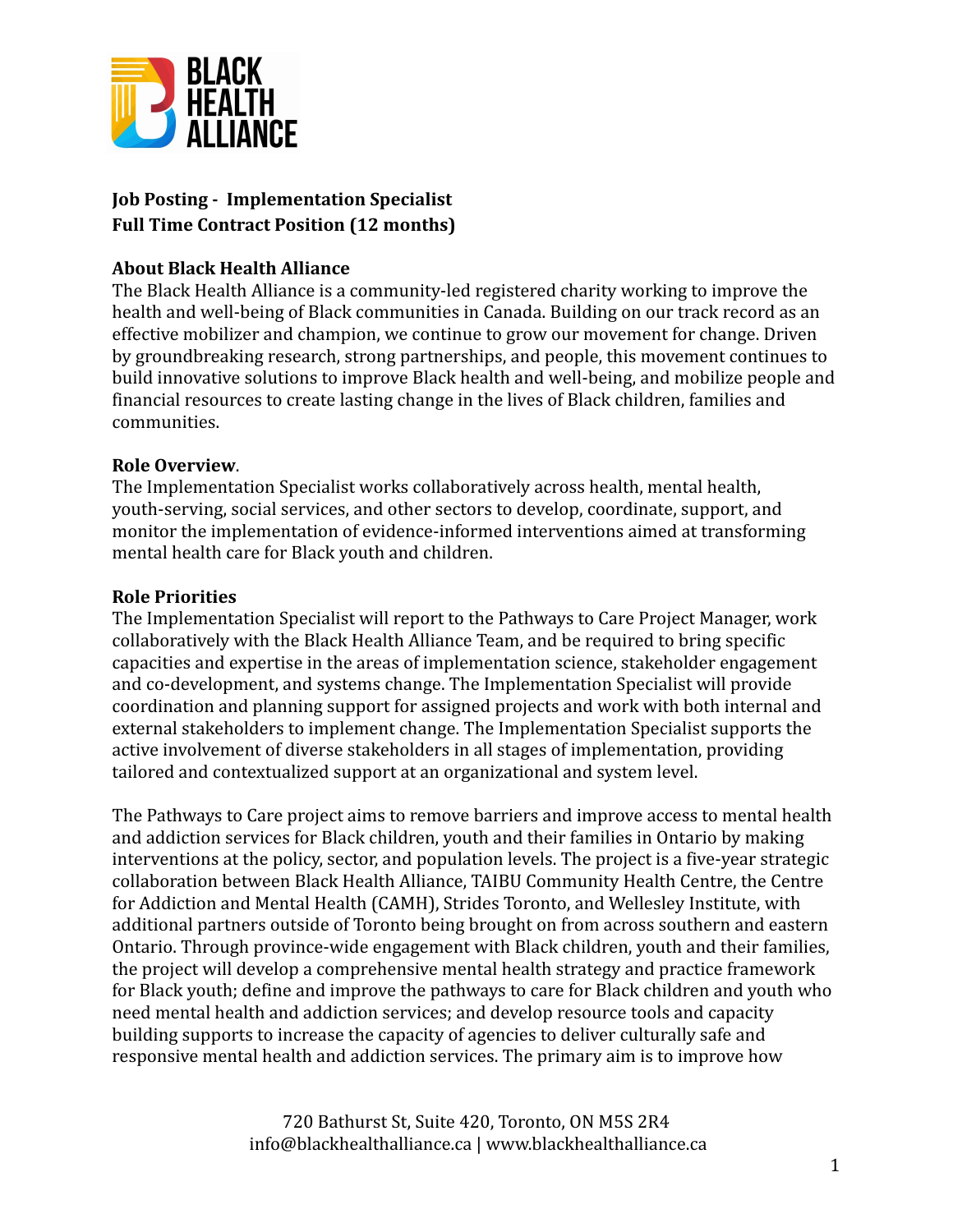**Job Posting - Implementation Specialist**
**Full Time Contract Position (12 months)**

**About Black Health Alliance**

The Black Health Alliance is a community-led registered charity working to improve the health and well-being of Black communities in Canada. Building on our track record as an effective mobilizer and champion, we continue to grow our movement for change. Driven by groundbreaking research, strong partnerships, and people, this movement continues to build innovative solutions to improve Black health and well-being, and mobilize people and financial resources to create lasting change in the lives of Black children, families and communities.

**Role Overview**.

The Implementation Specialist works collaboratively across health, mental health, youth-serving, social services, and other sectors to develop, coordinate, support, and monitor the implementation of evidence-informed interventions aimed at transforming mental health care for Black youth and children.

**Role Priorities**

The Implementation Specialist will report to the Pathways to Care Project Manager, work collaboratively with the Black Health Alliance Team, and be required to bring specific capacities and expertise in the areas of implementation science, stakeholder engagement and co-development, and systems change. The Implementation Specialist will provide coordination and planning support for assigned projects and work with both internal and external stakeholders to implement change. The Implementation Specialist supports the active involvement of diverse stakeholders in all stages of implementation, providing tailored and contextualized support at an organizational and system level.

The Pathways to Care project aims to remove barriers and improve access to mental health and addiction services for Black children, youth and their families in Ontario by making interventions at the policy, sector, and population levels. The project is a five-year strategic collaboration between Black Health Alliance, TAIBU Community Health Centre, the Centre for Addiction and Mental Health (CAMH), Strides Toronto, and Wellesley Institute, with additional partners outside of Toronto being brought on from across southern and eastern Ontario. Through province-wide engagement with Black children, youth and their families, the project will develop a comprehensive mental health strategy and practice framework for Black youth; define and improve the pathways to care for Black children and youth who need mental health and addiction services; and develop resource tools and capacity building supports to increase the capacity of agencies to deliver culturally safe and responsive mental health and addiction services. The primary aim is to improve how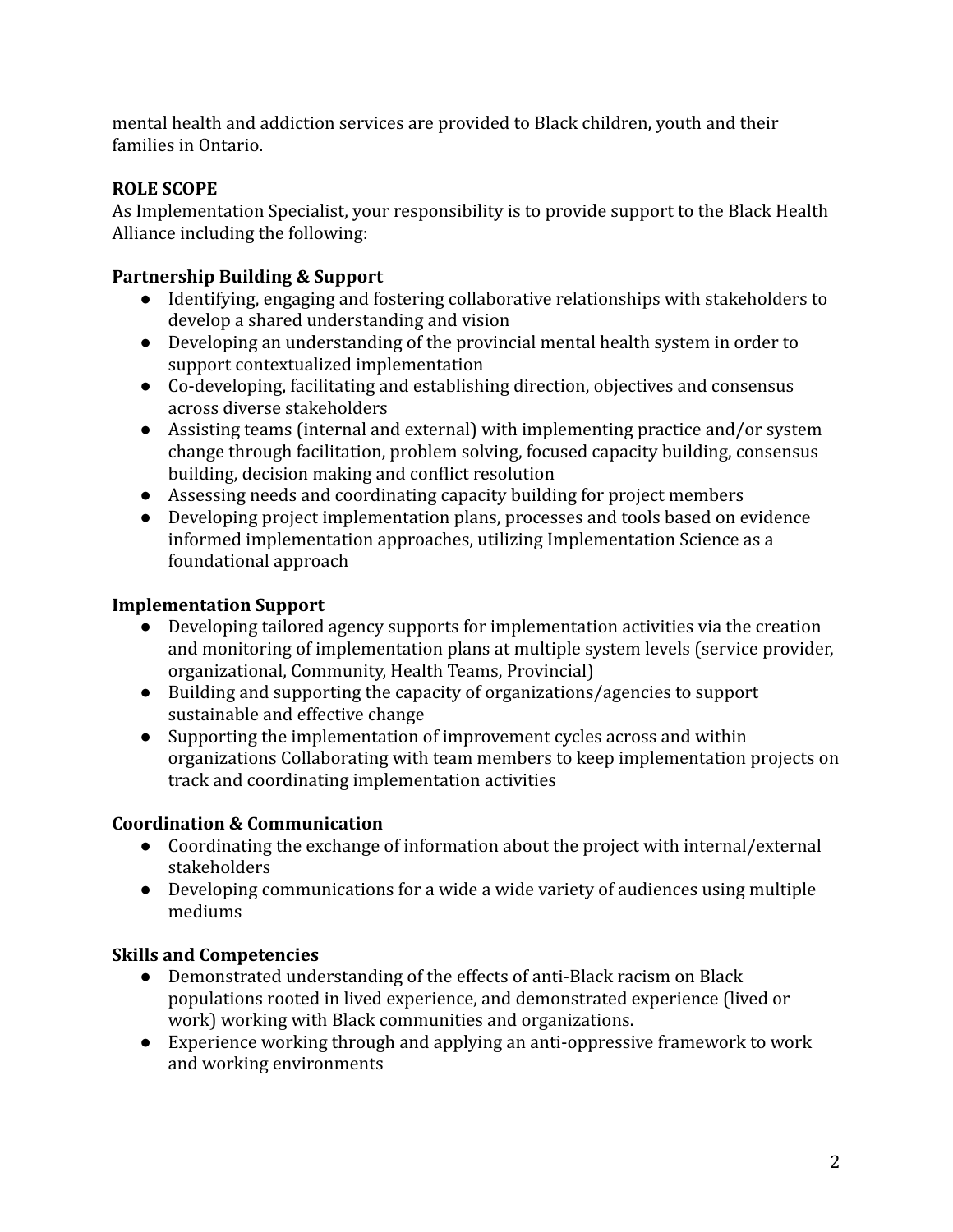mental health and addiction services are provided to Black children, youth and their families in Ontario.

**ROLE SCOPE**

As Implementation Specialist, your responsibility is to provide support to the Black Health Alliance including the following:

**Partnership Building & Support**

- Identifying, engaging and fostering collaborative relationships with stakeholders to develop a shared understanding and vision
- Developing an understanding of the provincial mental health system in order to support contextualized implementation
- Co-developing, facilitating and establishing direction, objectives and consensus across diverse stakeholders
- Assisting teams (internal and external) with implementing practice and/or system change through facilitation, problem solving, focused capacity building, consensus building, decision making and conflict resolution
- Assessing needs and coordinating capacity building for project members
- Developing project implementation plans, processes and tools based on evidence informed implementation approaches, utilizing Implementation Science as a foundational approach

**Implementation Support**

- Developing tailored agency supports for implementation activities via the creation and monitoring of implementation plans at multiple system levels (service provider, organizational, Community, Health Teams, Provincial)
- Building and supporting the capacity of organizations/agencies to support sustainable and effective change
- Supporting the implementation of improvement cycles across and within organizations Collaborating with team members to keep implementation projects on track and coordinating implementation activities

**Coordination & Communication**

- Coordinating the exchange of information about the project with internal/external stakeholders
- Developing communications for a wide a wide variety of audiences using multiple mediums

**Skills and Competencies**

- Demonstrated understanding of the effects of anti-Black racism on Black populations rooted in lived experience, and demonstrated experience (lived or work) working with Black communities and organizations.
- Experience working through and applying an anti-oppressive framework to work and working environments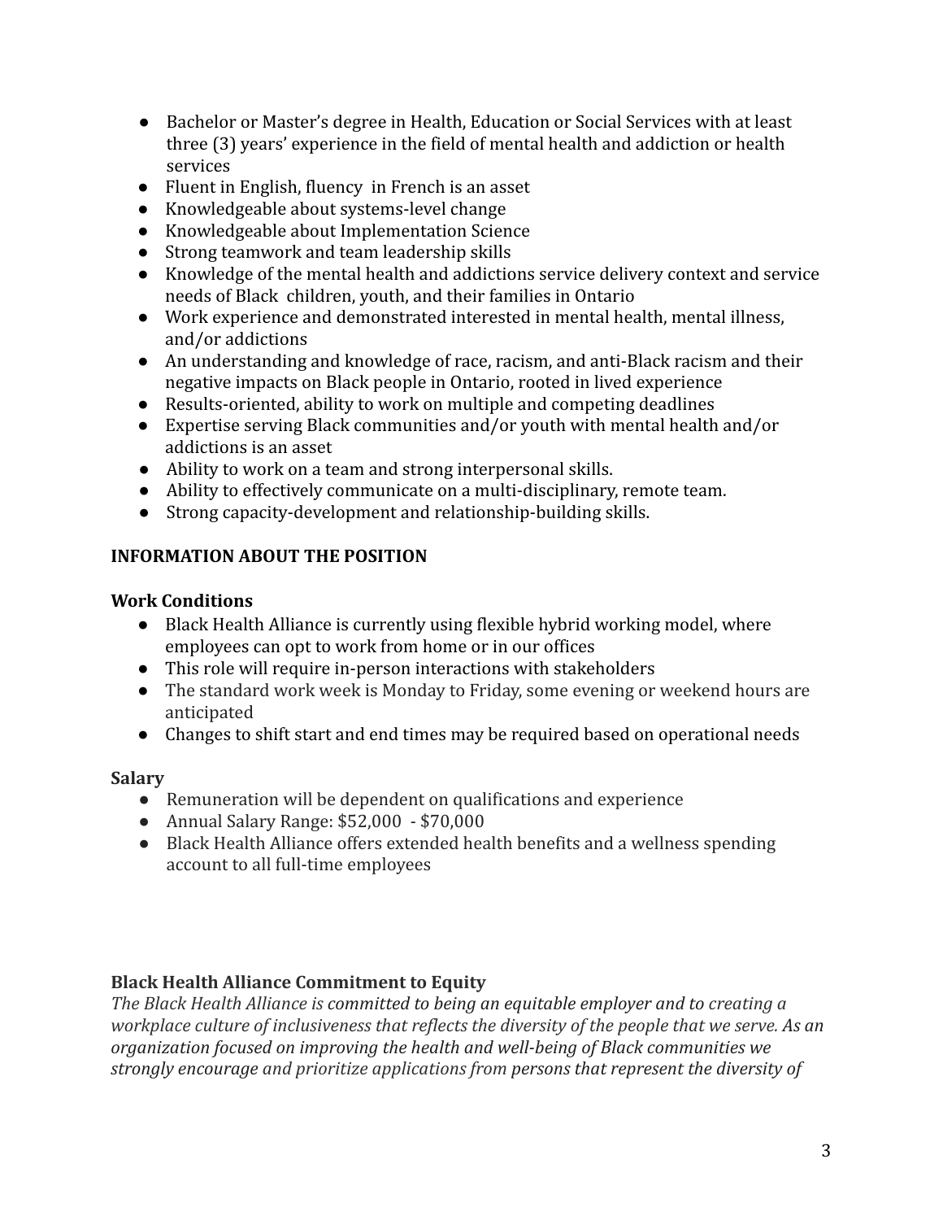- Bachelor or Master's degree in Health, Education or Social Services with at least three (3) years' experience in the field of mental health and addiction or health services
- Fluent in English, fluency in French is an asset
- Knowledgeable about systems-level change
- Knowledgeable about Implementation Science
- Strong teamwork and team leadership skills
- Knowledge of the mental health and addictions service delivery context and service needs of Black children, youth, and their families in Ontario
- Work experience and demonstrated interested in mental health, mental illness, and/or addictions
- An understanding and knowledge of race, racism, and anti-Black racism and their negative impacts on Black people in Ontario, rooted in lived experience
- Results-oriented, ability to work on multiple and competing deadlines
- Expertise serving Black communities and/or youth with mental health and/or addictions is an asset
- Ability to work on a team and strong interpersonal skills.
- Ability to effectively communicate on a multi-disciplinary, remote team.
- Strong capacity-development and relationship-building skills.

## INFORMATION ABOUT THE POSITION

### Work Conditions

- Black Health Alliance is currently using flexible hybrid working model, where employees can opt to work from home or in our offices
- This role will require in-person interactions with stakeholders
- The standard work week is Monday to Friday, some evening or weekend hours are anticipated
- Changes to shift start and end times may be required based on operational needs

### Salary

- Remuneration will be dependent on qualifications and experience
- Annual Salary Range: $52,000 - $70,000
- Black Health Alliance offers extended health benefits and a wellness spending account to all full-time employees

### Black Health Alliance Commitment to Equity

*The Black Health Alliance is committed to being an equitable employer and to creating a workplace culture of inclusiveness that reflects the diversity of the people that we serve. As an organization focused on improving the health and well-being of Black communities we strongly encourage and prioritize applications from persons that represent the diversity of*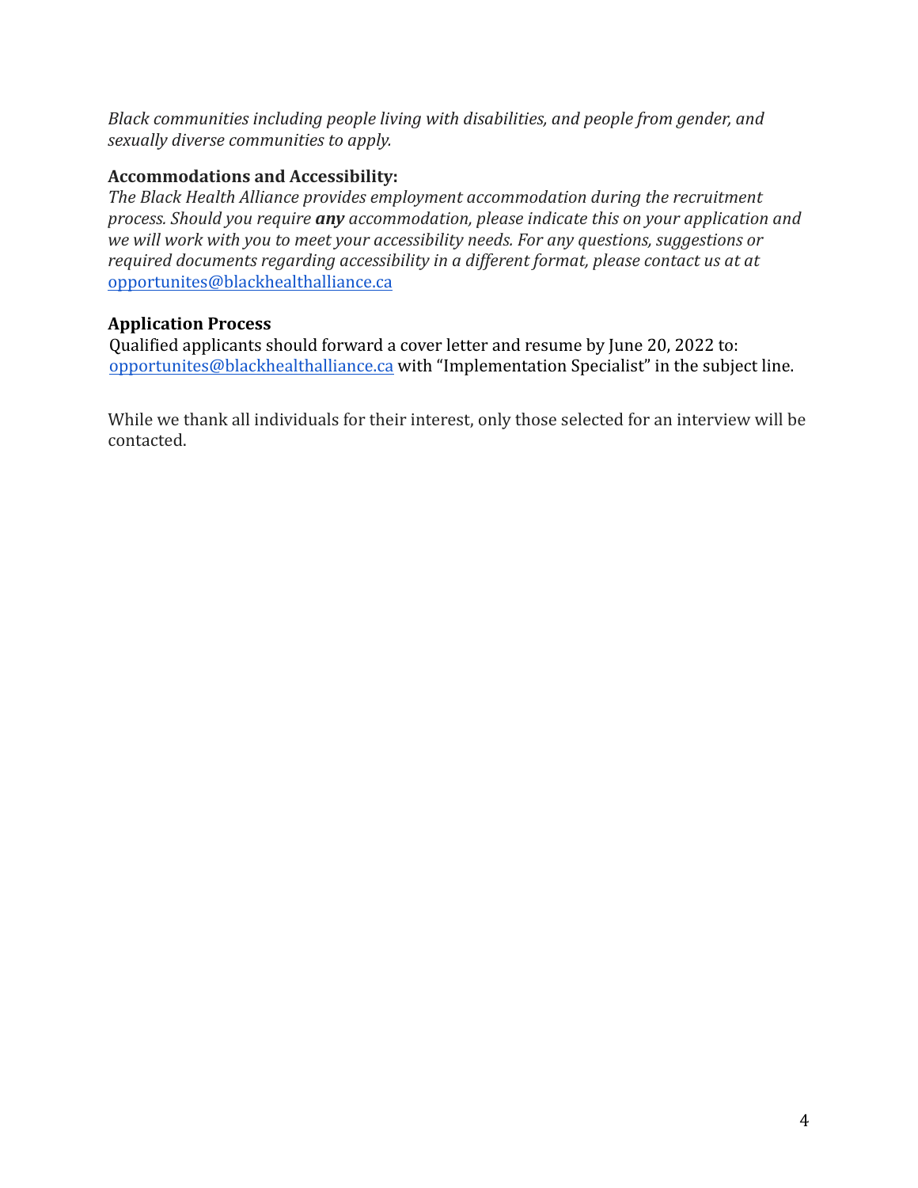*Black communities including people living with disabilities, and people from gender, and sexually diverse communities to apply.*

**Accommodations and Accessibility:**

*The Black Health Alliance provides employment accommodation during the recruitment process. Should you require **any** accommodation, please indicate this on your application and we will work with you to meet your accessibility needs. For any questions, suggestions or required documents regarding accessibility in a different format, please contact us at at* [opportunites@blackhealthalliance.ca](mailto:opportunites@blackhealthalliance.ca)

**Application Process**

Qualified applicants should forward a cover letter and resume by June 20, 2022 to: [opportunites@blackhealthalliance.ca](mailto:opportunites@blackhealthalliance.ca) with "Implementation Specialist" in the subject line.

While we thank all individuals for their interest, only those selected for an interview will be contacted.